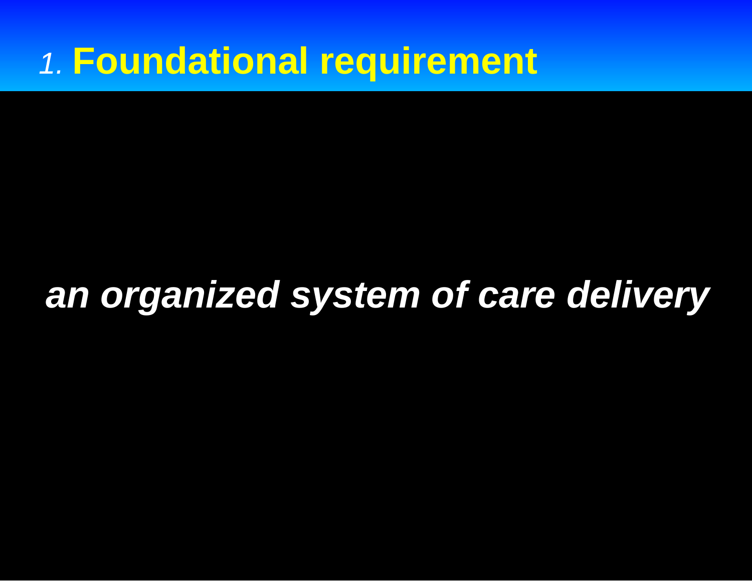# *1.* Foundational requirement

***an organized system of care delivery***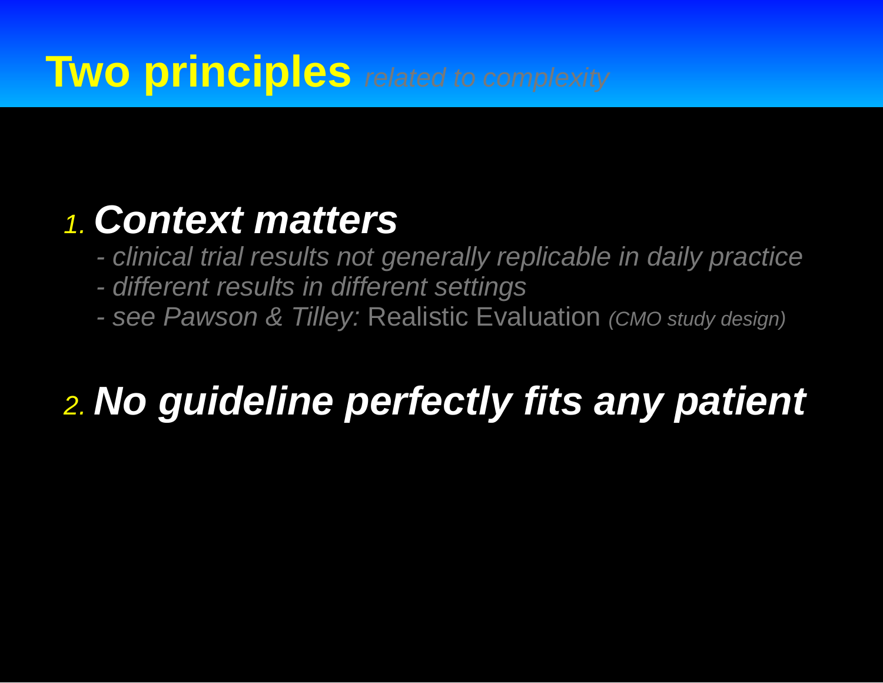# Two principles *related to complexity*

1. ***Context matters***
   - *- clinical trial results not generally replicable in daily practice*
   - *- different results in different settings*
   - *- see Pawson & Tilley:* Realistic Evaluation *(CMO study design)*

2. ***No guideline perfectly fits any patient***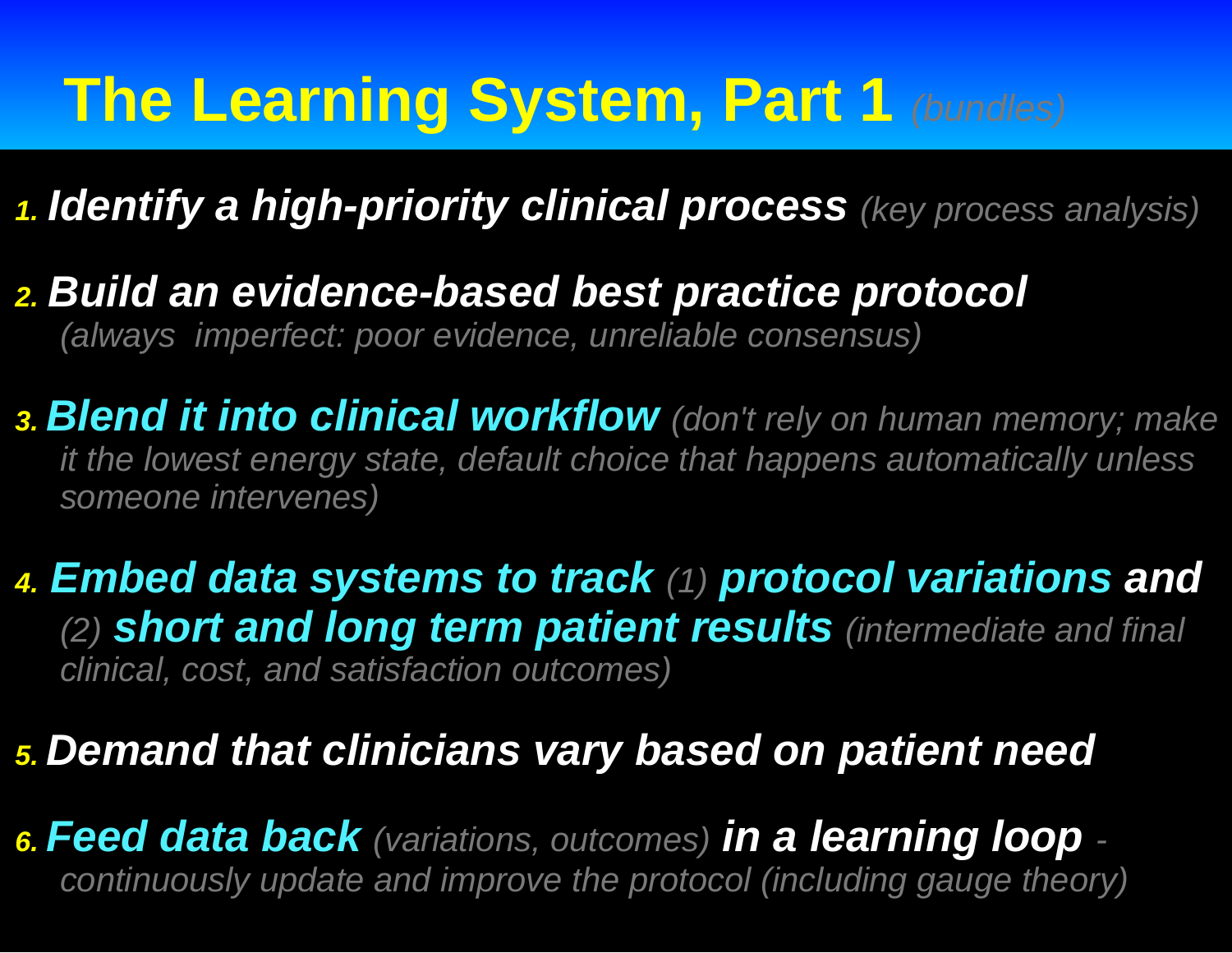# The Learning System, Part 1 *(bundles)*

1. ***Identify a high-priority clinical process*** *(key process analysis)*

2. ***Build an evidence-based best practice protocol***
   *(always imperfect: poor evidence, unreliable consensus)*

3. ***Blend it into clinical workflow*** *(don't rely on human memory; make it the lowest energy state, default choice that happens automatically unless someone intervenes)*

4. ***Embed data systems to track*** *(1)* ***protocol variations and*** *(2)* ***short and long term patient results*** *(intermediate and final clinical, cost, and satisfaction outcomes)*

5. ***Demand that clinicians vary based on patient need***

6. ***Feed data back*** *(variations, outcomes)* ***in a learning loop*** *- continuously update and improve the protocol (including gauge theory)*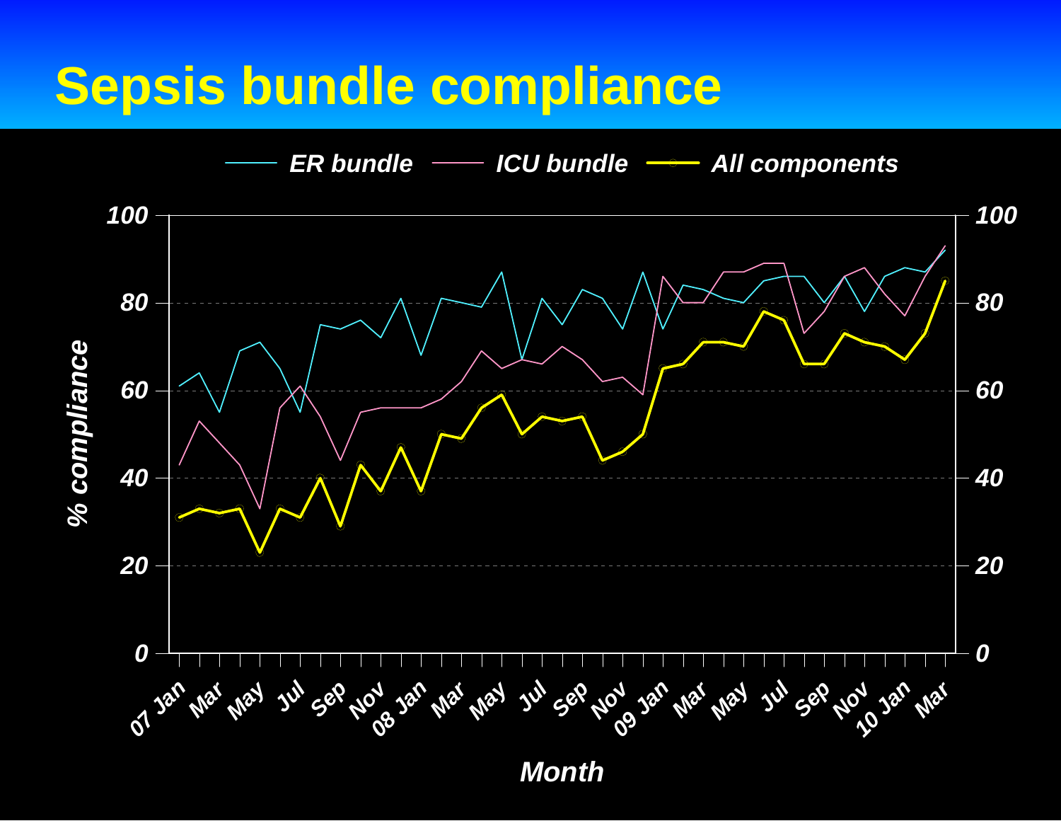# Sepsis bundle compliance

ER bundle — ICU bundle — All components

% compliance

0, 20, 40, 60, 80, 100

07 Jan, Mar, May, Jul, Sep, Nov, 08 Jan, Mar, May, Jul, Sep, Nov, 09 Jan, Mar, May, Jul, Sep, Nov, 10 Jan, Mar

Month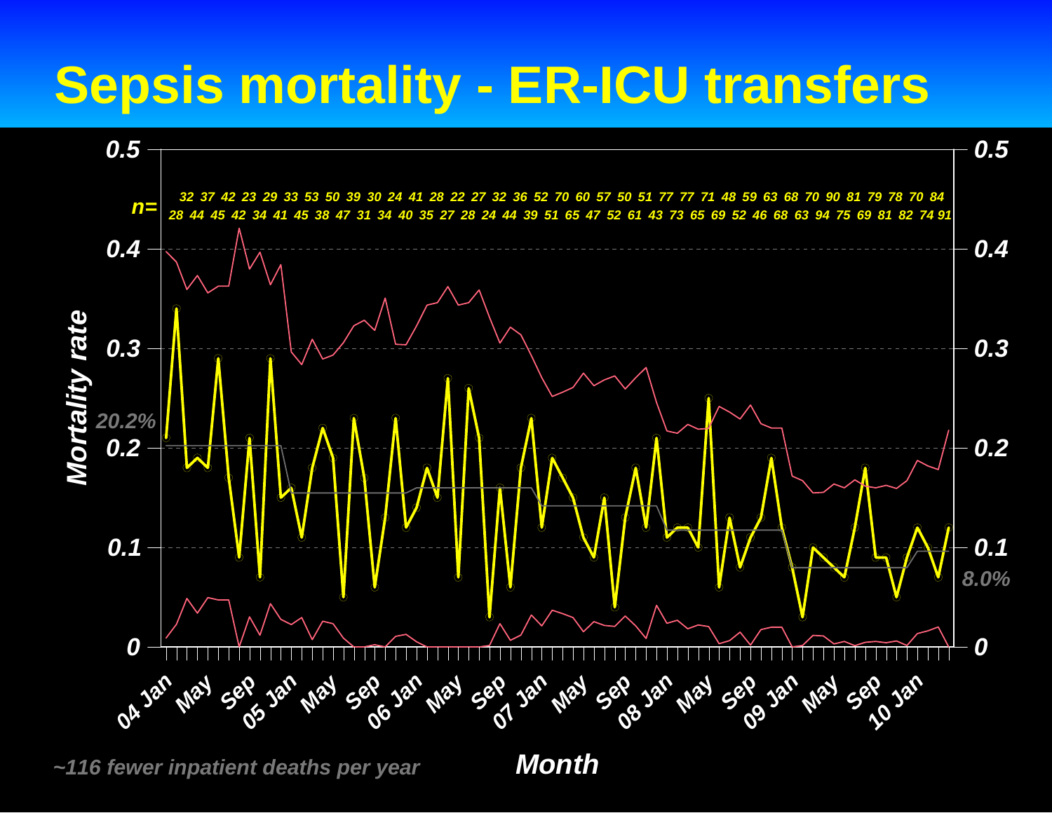# Sepsis mortality - ER-ICU transfers

n=

32 37 42 23 29 33 53 50 39 30 24 41 28 22 27 32 36 52 70 60 57 50 51 77 77 71 48 59 63 68 70 90 81 79 78 70 84

28 44 45 42 34 41 45 38 47 31 34 40 35 27 28 24 44 39 51 65 47 52 61 43 73 65 69 52 46 68 63 94 75 69 81 82 74 91

Mortality rate

0.5, 0.4, 0.3, 0.2, 0.1, 0

20.2%

8.0%

04 Jan, May, Sep, 05 Jan, May, Sep, 06 Jan, May, Sep, 07 Jan, May, Sep, 08 Jan, May, Sep, 09 Jan, May, Sep, 10 Jan

Month

~116 fewer inpatient deaths per year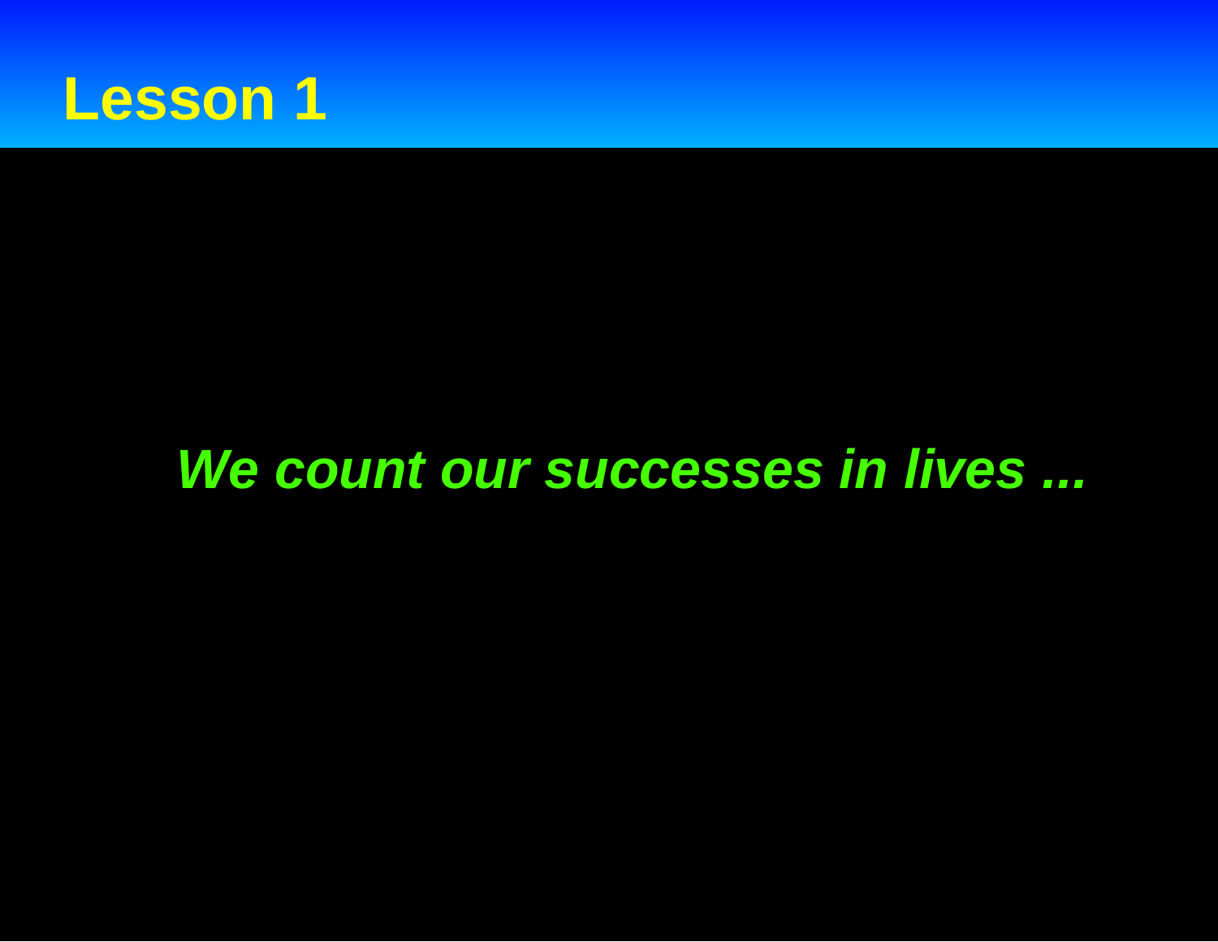# Lesson 1

***We count our successes in lives ...***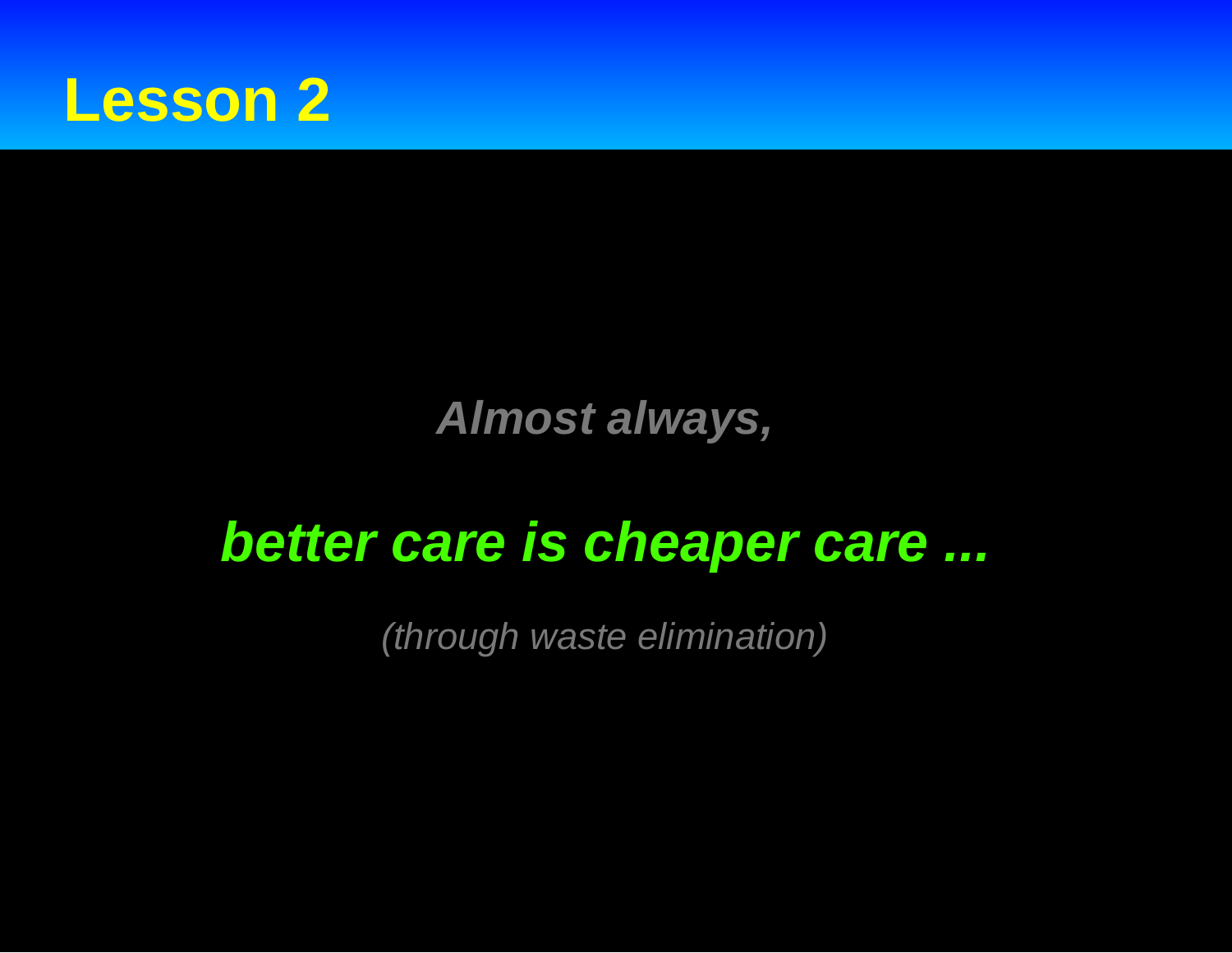# Lesson 2

***Almost always,***

***better care is cheaper care ...***

*(through waste elimination)*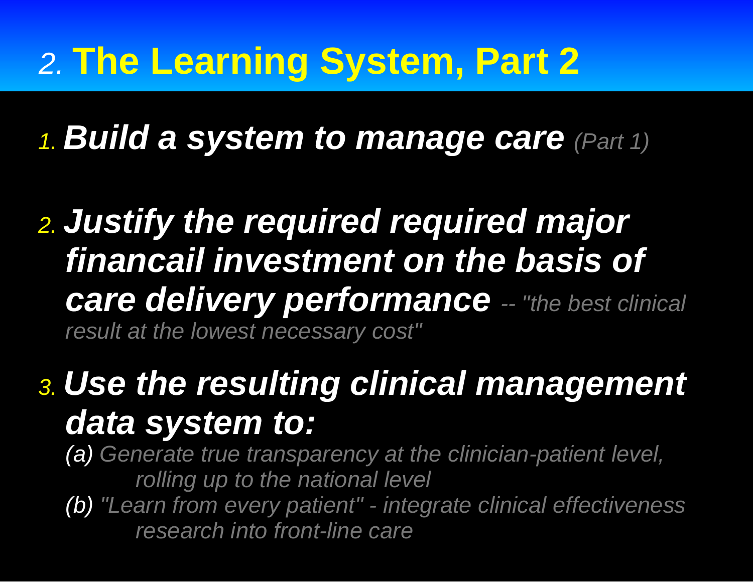# 2. The Learning System, Part 2

1. ***Build a system to manage care*** *(Part 1)*

2. ***Justify the required required major financail investment on the basis of care delivery performance*** *-- "the best clinical result at the lowest necessary cost"*

3. ***Use the resulting clinical management data system to:***

   *(a) Generate true transparency at the clinician-patient level, rolling up to the national level*

   *(b) "Learn from every patient" - integrate clinical effectiveness research into front-line care*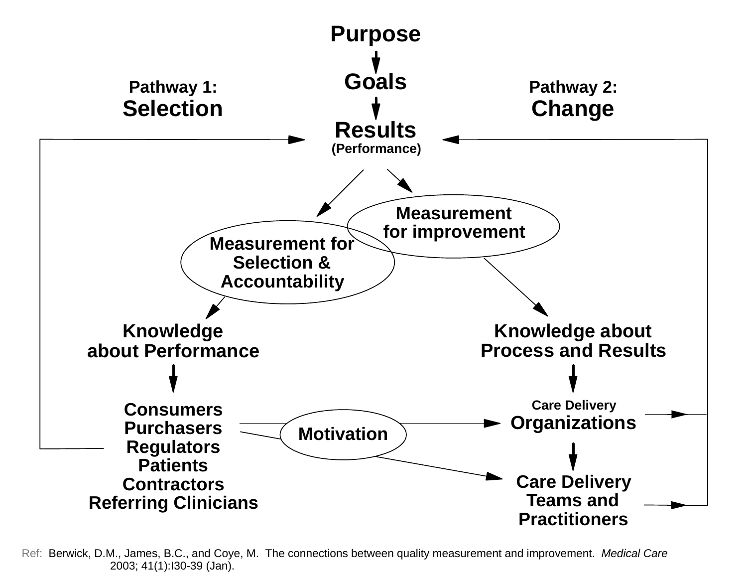Purpose

Goals

Pathway 1: **Selection**

Pathway 2: **Change**

Results (Performance)

Measurement for improvement

Measurement for Selection & Accountability

Knowledge about Performance

Knowledge about Process and Results

Consumers
Purchasers
Regulators
Patients
Contractors
Referring Clinicians

Motivation

Care Delivery **Organizations**

Care Delivery Teams and Practitioners

Ref: Berwick, D.M., James, B.C., and Coye, M. The connections between quality measurement and improvement. *Medical Care* 2003; 41(1):I30-39 (Jan).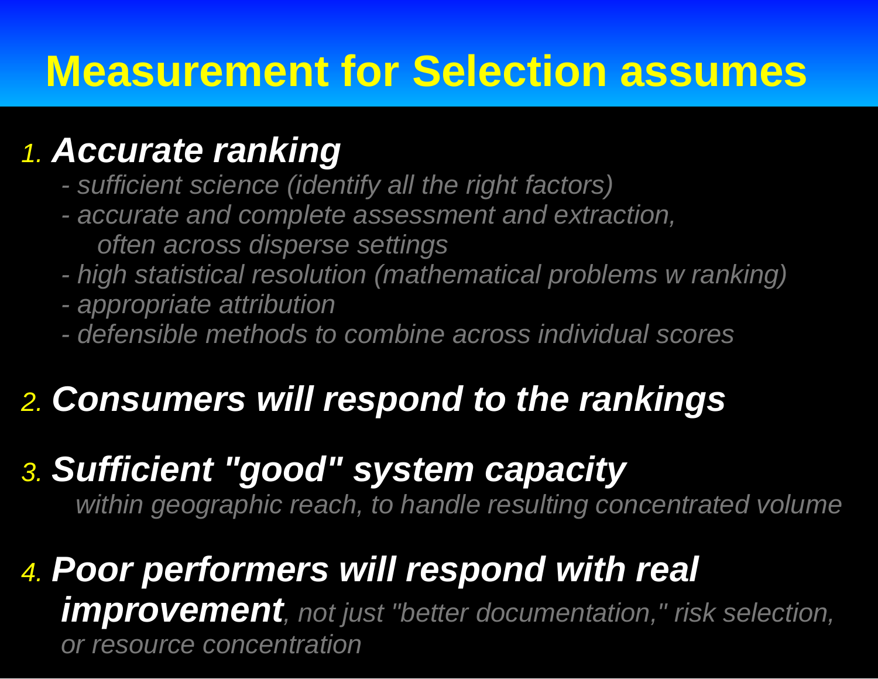# Measurement for Selection assumes

1. ***Accurate ranking***
   - *sufficient science (identify all the right factors)*
   - *accurate and complete assessment and extraction, often across disperse settings*
   - *high statistical resolution (mathematical problems w ranking)*
   - *appropriate attribution*
   - *defensible methods to combine across individual scores*

2. ***Consumers will respond to the rankings***

3. ***Sufficient "good" system capacity***
   *within geographic reach, to handle resulting concentrated volume*

4. ***Poor performers will respond with real improvement****, not just "better documentation," risk selection, or resource concentration*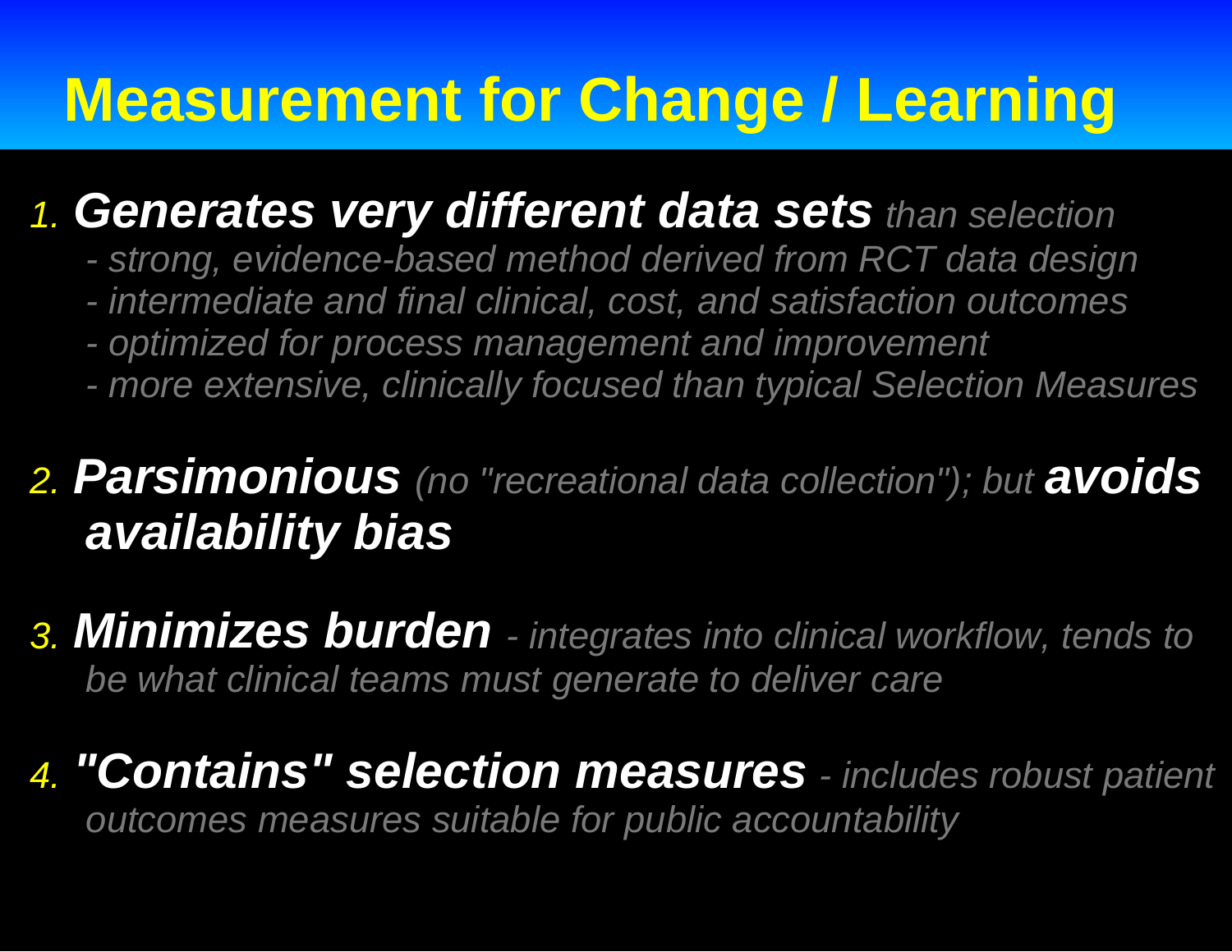# Measurement for Change / Learning

1. ***Generates very different data sets*** *than selection*
   - *strong, evidence-based method derived from RCT data design*
   - *intermediate and final clinical, cost, and satisfaction outcomes*
   - *optimized for process management and improvement*
   - *more extensive, clinically focused than typical Selection Measures*

2. ***Parsimonious*** *(no "recreational data collection"); but* ***avoids availability bias***

3. ***Minimizes burden*** *- integrates into clinical workflow, tends to be what clinical teams must generate to deliver care*

4. ***"Contains" selection measures*** *- includes robust patient outcomes measures suitable for public accountability*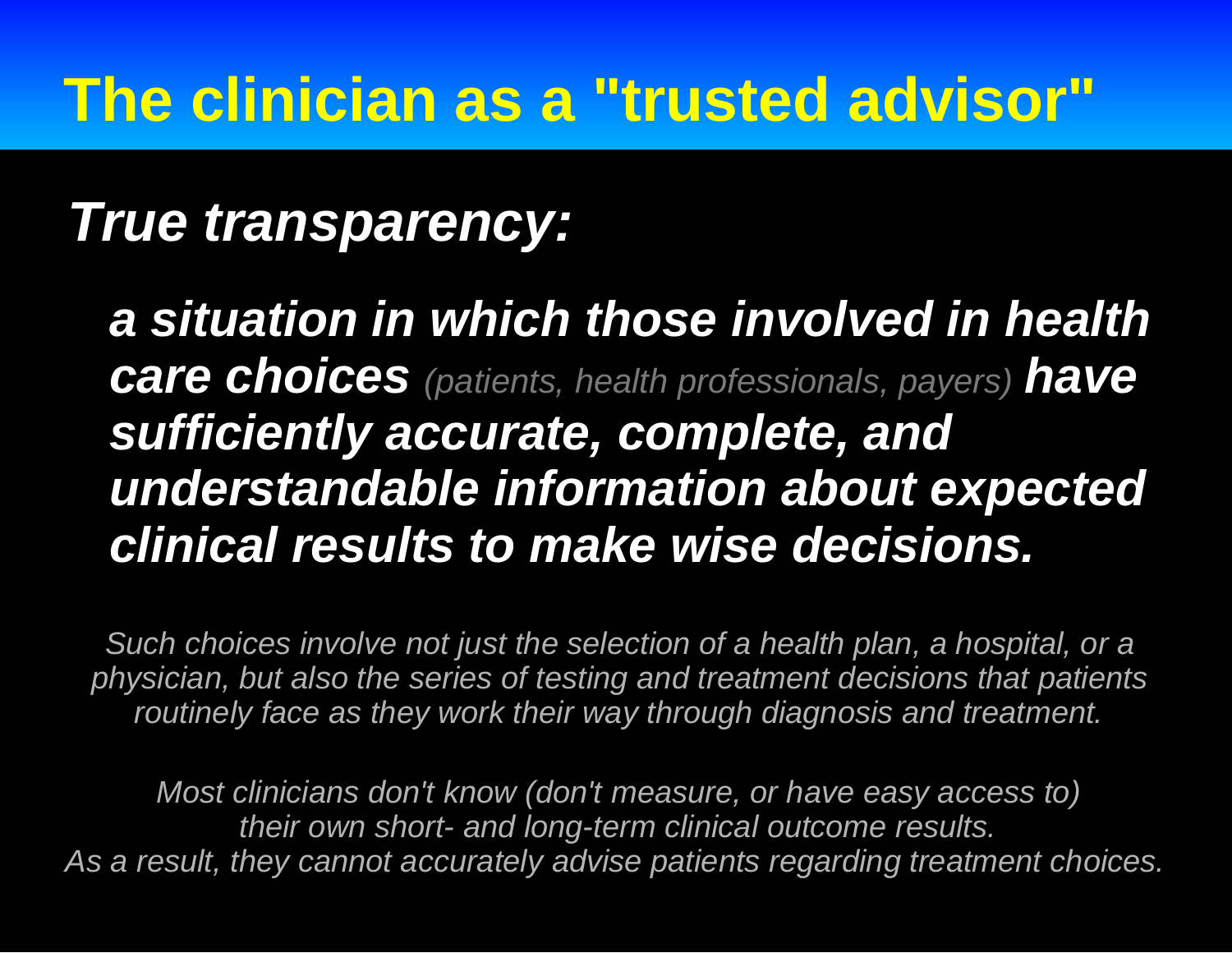# The clinician as a "trusted advisor"

***True transparency:***

> ***a situation in which those involved in health care choices*** *(patients, health professionals, payers)* ***have sufficiently accurate, complete, and understandable information about expected clinical results to make wise decisions.***

*Such choices involve not just the selection of a health plan, a hospital, or a physician, but also the series of testing and treatment decisions that patients routinely face as they work their way through diagnosis and treatment.*

*Most clinicians don't know (don't measure, or have easy access to) their own short- and long-term clinical outcome results.
As a result, they cannot accurately advise patients regarding treatment choices.*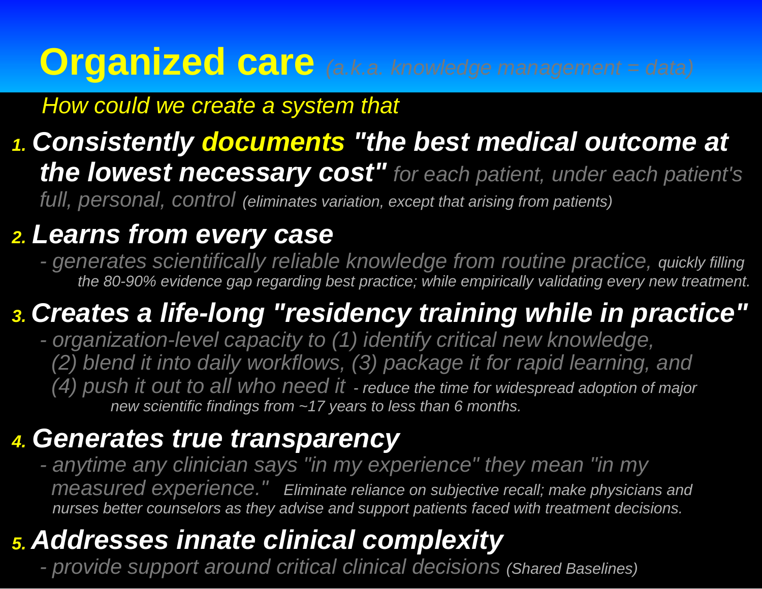# Organized care *(a.k.a. knowledge management = data)*

*How could we create a system that*

1. ***Consistently documents "the best medical outcome at the lowest necessary cost"*** *for each patient, under each patient's full, personal, control (eliminates variation, except that arising from patients)*
2. ***Learns from every case***
   *- generates scientifically reliable knowledge from routine practice, quickly filling the 80-90% evidence gap regarding best practice; while empirically validating every new treatment.*
3. ***Creates a life-long "residency training while in practice"***
   *- organization-level capacity to (1) identify critical new knowledge, (2) blend it into daily workflows, (3) package it for rapid learning, and (4) push it out to all who need it - reduce the time for widespread adoption of major new scientific findings from ~17 years to less than 6 months.*
4. ***Generates true transparency***
   *- anytime any clinician says "in my experience" they mean "in my measured experience." Eliminate reliance on subjective recall; make physicians and nurses better counselors as they advise and support patients faced with treatment decisions.*
5. ***Addresses innate clinical complexity***
   *- provide support around critical clinical decisions (Shared Baselines)*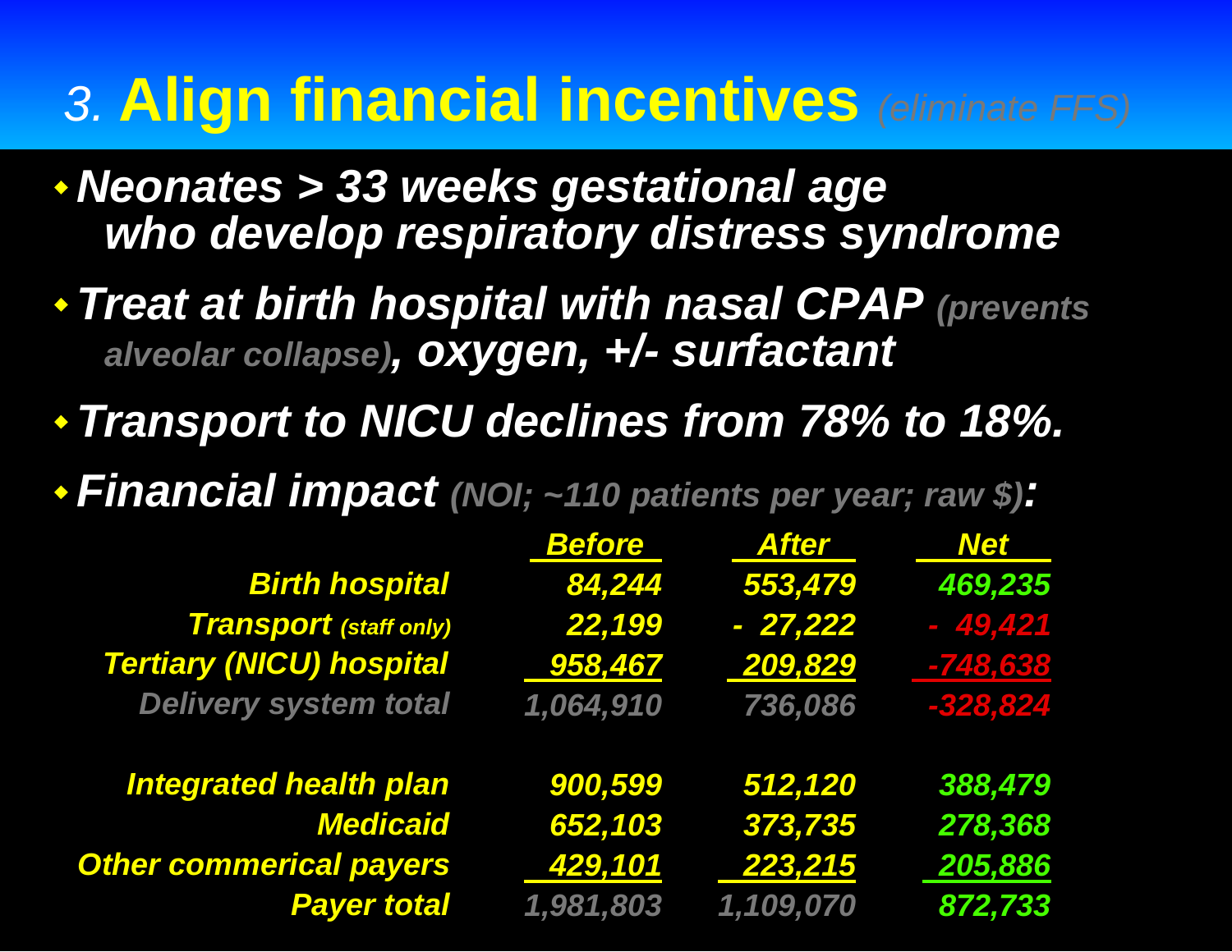# 3. Align financial incentives *(eliminate FFS)*

- ***Neonates > 33 weeks gestational age who develop respiratory distress syndrome***
- ***Treat at birth hospital with nasal CPAP** (prevents alveolar collapse)**, oxygen, +/- surfactant***
- ***Transport to NICU declines from 78% to 18%.***
- ***Financial impact** (NOI; ~110 patients per year; raw $)**:***

| | Before | After | Net |
|---|---|---|---|
| Birth hospital | 84,244 | 553,479 | 469,235 |
| Transport (staff only) | 22,199 | - 27,222 | - 49,421 |
| Tertiary (NICU) hospital | 958,467 | 209,829 | -748,638 |
| Delivery system total | 1,064,910 | 736,086 | -328,824 |
| | | | |
| Integrated health plan | 900,599 | 512,120 | 388,479 |
| Medicaid | 652,103 | 373,735 | 278,368 |
| Other commerical payers | 429,101 | 223,215 | 205,886 |
| Payer total | 1,981,803 | 1,109,070 | 872,733 |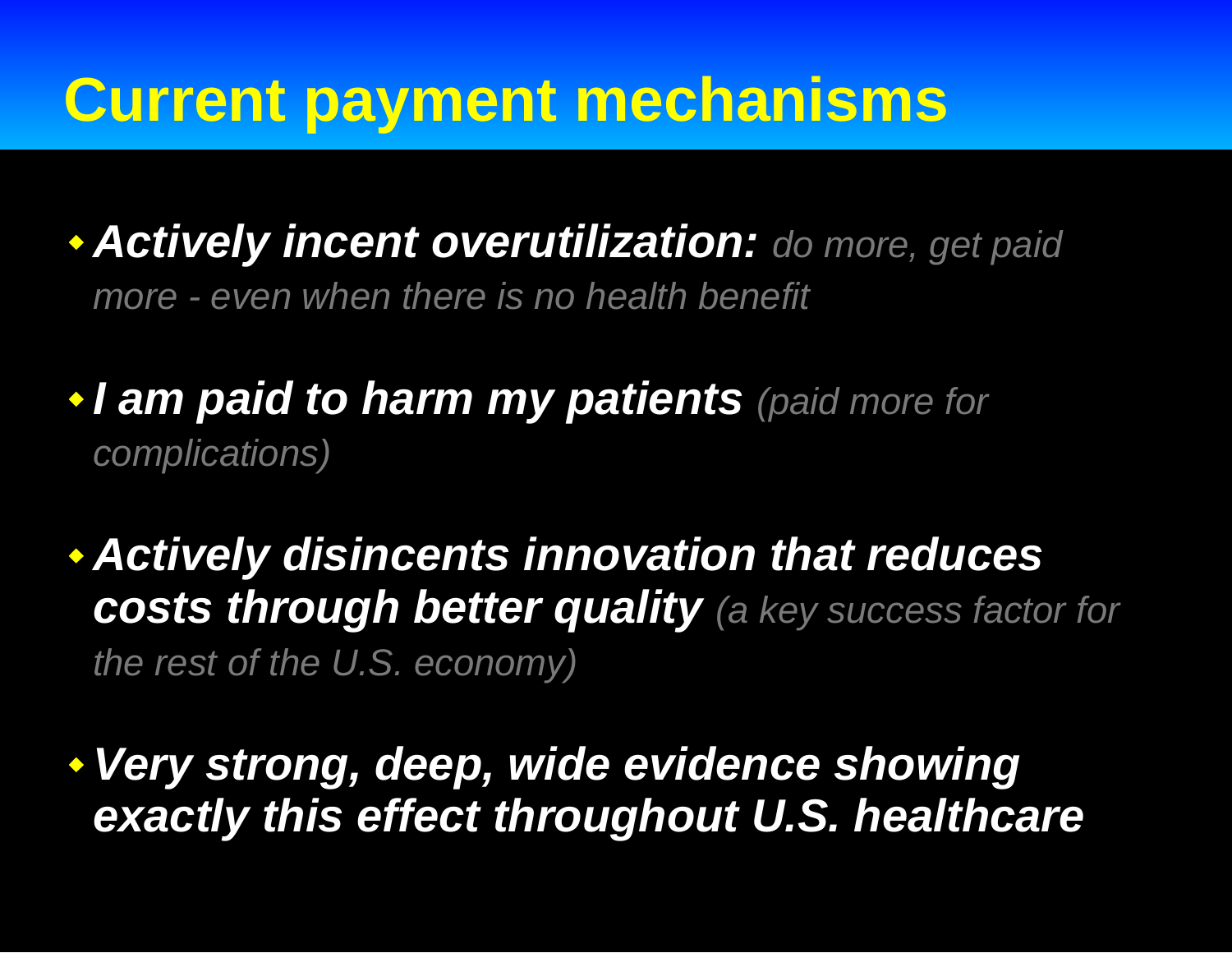# Current payment mechanisms

- ***Actively incent overutilization:*** *do more, get paid more - even when there is no health benefit*

- ***I am paid to harm my patients*** *(paid more for complications)*

- ***Actively disincents innovation that reduces costs through better quality*** *(a key success factor for the rest of the U.S. economy)*

- ***Very strong, deep, wide evidence showing exactly this effect throughout U.S. healthcare***